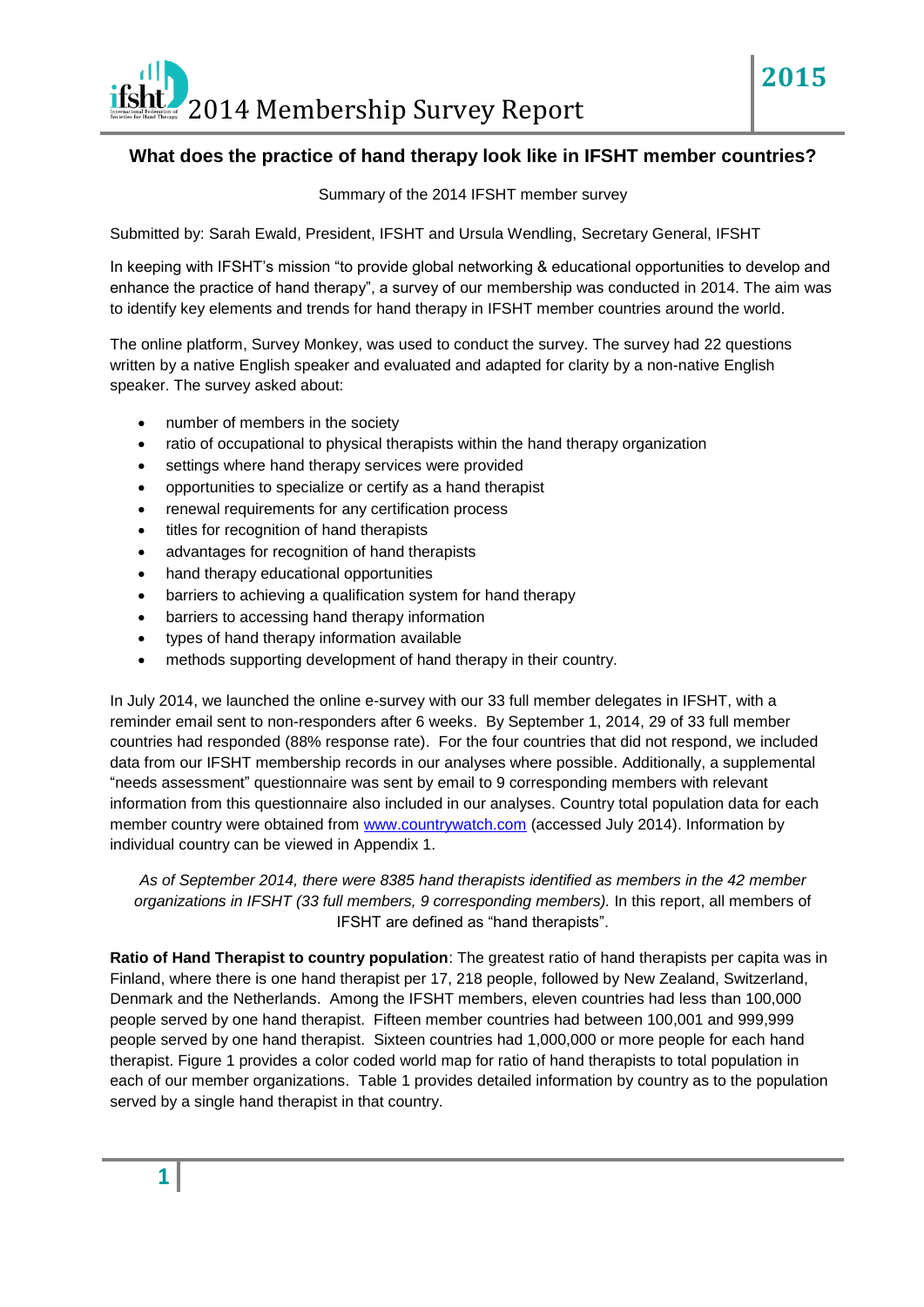# 2014 Membership Survey Report

## What does the practice of hand therapy look like in IFSHT member countries?

Summary of the 2014 IFSHT member survey

Submitted by: Sarah Ewald, President, IFSHT and Ursula Wendling, Secretary General, IFSHT

In keeping with IFSHT's mission "to provide global networking & educational opportunities to develop and enhance the practice of hand therapy", a survey of our membership was conducted in 2014. The aim was to identify key elements and trends for hand therapy in IFSHT member countries around the world.

The online platform, Survey Monkey, was used to conduct the survey. The survey had 22 questions written by a native English speaker and evaluated and adapted for clarity by a non-native English speaker. The survey asked about:

- number of members in the society
- ratio of occupational to physical therapists within the hand therapy organization
- settings where hand therapy services were provided
- opportunities to specialize or certify as a hand therapist
- renewal requirements for any certification process
- titles for recognition of hand therapists
- advantages for recognition of hand therapists
- hand therapy educational opportunities
- barriers to achieving a qualification system for hand therapy
- barriers to accessing hand therapy information
- types of hand therapy information available
- methods supporting development of hand therapy in their country.

In July 2014, we launched the online e-survey with our 33 full member delegates in IFSHT, with a reminder email sent to non-responders after 6 weeks. By September 1, 2014, 29 of 33 full member countries had responded (88% response rate). For the four countries that did not respond, we included data from our IFSHT membership records in our analyses where possible. Additionally, a supplemental "needs assessment" questionnaire was sent by email to 9 corresponding members with relevant information from this questionnaire also included in our analyses. Country total population data for each member country were obtained from www.countrywatch.com (accessed July 2014). Information by individual country can be viewed in Appendix 1.

*As of September 2014, there were 8385 hand therapists identified as members in the 42 member organizations in IFSHT (33 full members, 9 corresponding members).* In this report, all members of IFSHT are defined as "hand therapists".

**Ratio of Hand Therapist to country population**: The greatest ratio of hand therapists per capita was in Finland, where there is one hand therapist per 17, 218 people, followed by New Zealand, Switzerland, Denmark and the Netherlands. Among the IFSHT members, eleven countries had less than 100,000 people served by one hand therapist. Fifteen member countries had between 100,001 and 999,999 people served by one hand therapist. Sixteen countries had 1,000,000 or more people for each hand therapist. Figure 1 provides a color coded world map for ratio of hand therapists to total population in each of our member organizations. Table 1 provides detailed information by country as to the population served by a single hand therapist in that country.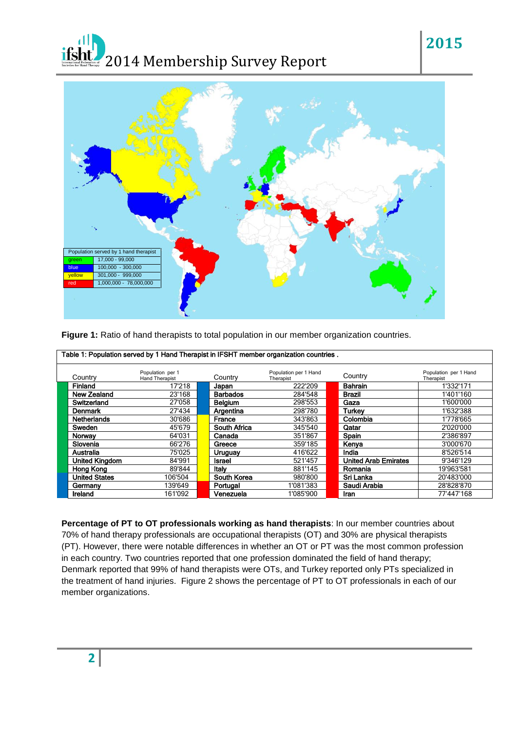# 2014 Membership Survey Report

Population served by 1 hand therapist

| Color | Range |
|---|---|
| green | 17,000 - 99,000 |
| blue | 100,000 - 300,000 |
| yellow | 301,000 - 999,000 |
| red | 1,000,000 - 78,000,000 |

**Figure 1:** Ratio of hand therapists to total population in our member organization countries.

Table 1: Population served by 1 Hand Therapist in IFSHT member organization countries .

| Country | Population per 1 Hand Therapist | Country | Population per 1 Hand Therapist | Country | Population per 1 Hand Therapist |
|---|---|---|---|---|---|
| Finland | 17'218 | Japan | 222'209 | Bahrain | 1'332'171 |
| New Zealand | 23'168 | Barbados | 284'548 | Brazil | 1'401'160 |
| Switzerland | 27'058 | Belgium | 298'553 | Gaza | 1'600'000 |
| Denmark | 27'434 | Argentina | 298'780 | Turkey | 1'632'388 |
| Netherlands | 30'686 | France | 343'863 | Colombia | 1'778'665 |
| Sweden | 45'679 | South Africa | 345'540 | Qatar | 2'020'000 |
| Norway | 64'031 | Canada | 351'867 | Spain | 2'386'897 |
| Slovenia | 66'276 | Greece | 359'185 | Kenya | 3'000'670 |
| Australia | 75'025 | Uruguay | 416'622 | India | 8'526'514 |
| United Kingdom | 84'991 | Israel | 521'457 | United Arab Emirates | 9'346'129 |
| Hong Kong | 89'844 | Italy | 881'145 | Romania | 19'963'581 |
| United States | 106'504 | South Korea | 980'800 | Sri Lanka | 20'483'000 |
| Germany | 139'649 | Portugal | 1'081'383 | Saudi Arabia | 28'828'870 |
| Ireland | 161'092 | Venezuela | 1'085'900 | Iran | 77'447'168 |

**Percentage of PT to OT professionals working as hand therapists**: In our member countries about 70% of hand therapy professionals are occupational therapists (OT) and 30% are physical therapists (PT). However, there were notable differences in whether an OT or PT was the most common profession in each country. Two countries reported that one profession dominated the field of hand therapy; Denmark reported that 99% of hand therapists were OTs, and Turkey reported only PTs specialized in the treatment of hand injuries. Figure 2 shows the percentage of PT to OT professionals in each of our member organizations.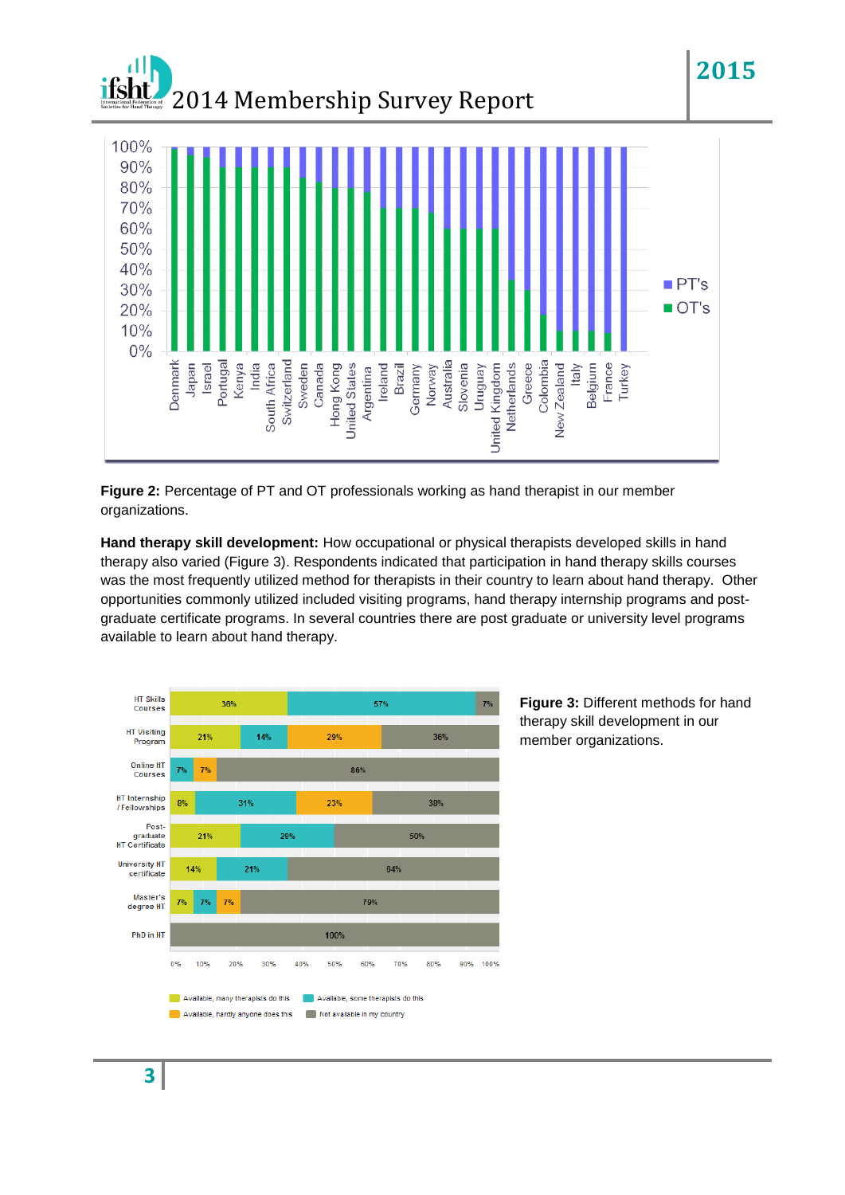**Figure 2:** Percentage of PT and OT professionals working as hand therapist in our member organizations.

**Hand therapy skill development:** How occupational or physical therapists developed skills in hand therapy also varied (Figure 3). Respondents indicated that participation in hand therapy skills courses was the most frequently utilized method for therapists in their country to learn about hand therapy. Other opportunities commonly utilized included visiting programs, hand therapy internship programs and post-graduate certificate programs. In several countries there are post graduate or university level programs available to learn about hand therapy.

**Figure 3:** Different methods for hand therapy skill development in our member organizations.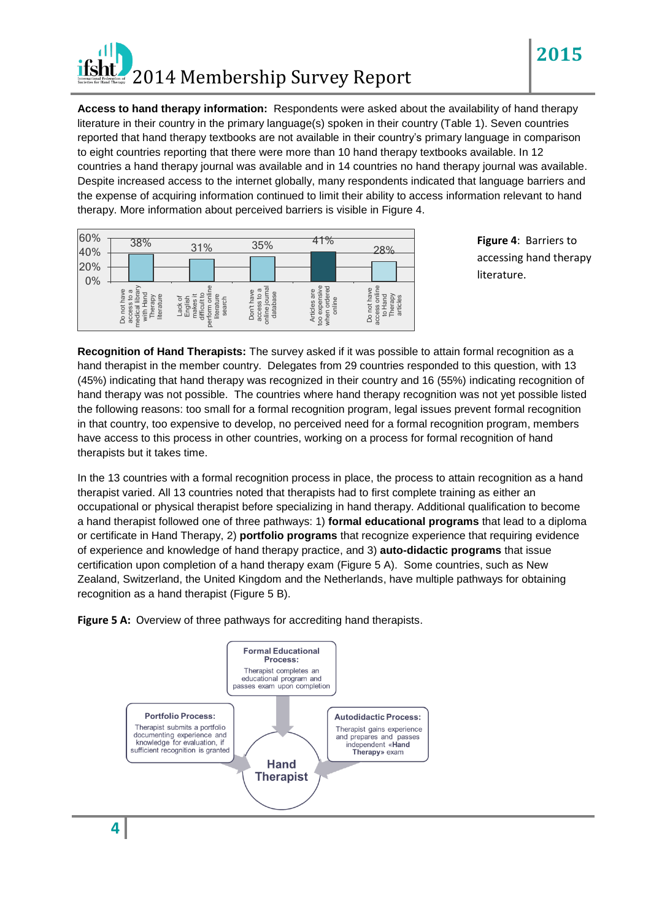**Access to hand therapy information:** Respondents were asked about the availability of hand therapy literature in their country in the primary language(s) spoken in their country (Table 1). Seven countries reported that hand therapy textbooks are not available in their country's primary language in comparison to eight countries reporting that there were more than 10 hand therapy textbooks available. In 12 countries a hand therapy journal was available and in 14 countries no hand therapy journal was available. Despite increased access to the internet globally, many respondents indicated that language barriers and the expense of acquiring information continued to limit their ability to access information relevant to hand therapy. More information about perceived barriers is visible in Figure 4.

| Barrier | Percentage |
|---|---|
| Do not have access to a medical library with Hand Therapy literature | 38% |
| Lack of English makes it difficult to perform online literature search | 31% |
| Don't have access to a online journal database | 35% |
| Articles are too expensive when ordered online | 41% |
| Do not have access online to Hand Therapy articles | 28% |

**Figure 4**: Barriers to accessing hand therapy literature.

**Recognition of Hand Therapists:** The survey asked if it was possible to attain formal recognition as a hand therapist in the member country. Delegates from 29 countries responded to this question, with 13 (45%) indicating that hand therapy was recognized in their country and 16 (55%) indicating recognition of hand therapy was not possible. The countries where hand therapy recognition was not yet possible listed the following reasons: too small for a formal recognition program, legal issues prevent formal recognition in that country, too expensive to develop, no perceived need for a formal recognition program, members have access to this process in other countries, working on a process for formal recognition of hand therapists but it takes time.

In the 13 countries with a formal recognition process in place, the process to attain recognition as a hand therapist varied. All 13 countries noted that therapists had to first complete training as either an occupational or physical therapist before specializing in hand therapy. Additional qualification to become a hand therapist followed one of three pathways: 1) **formal educational programs** that lead to a diploma or certificate in Hand Therapy, 2) **portfolio programs** that recognize experience that requiring evidence of experience and knowledge of hand therapy practice, and 3) **auto-didactic programs** that issue certification upon completion of a hand therapy exam (Figure 5 A). Some countries, such as New Zealand, Switzerland, the United Kingdom and the Netherlands, have multiple pathways for obtaining recognition as a hand therapist (Figure 5 B).

**Figure 5 A:** Overview of three pathways for accrediting hand therapists.

- **Formal Educational Process:** Therapist completes an educational program and passes exam upon completion
- **Portfolio Process:** Therapist submits a portfolio documenting experience and knowledge for evaluation, if sufficient recognition is granted
- **Autodidactic Process:** Therapist gains experience and prepares and passes independent «**Hand Therapy**» exam

**Hand Therapist**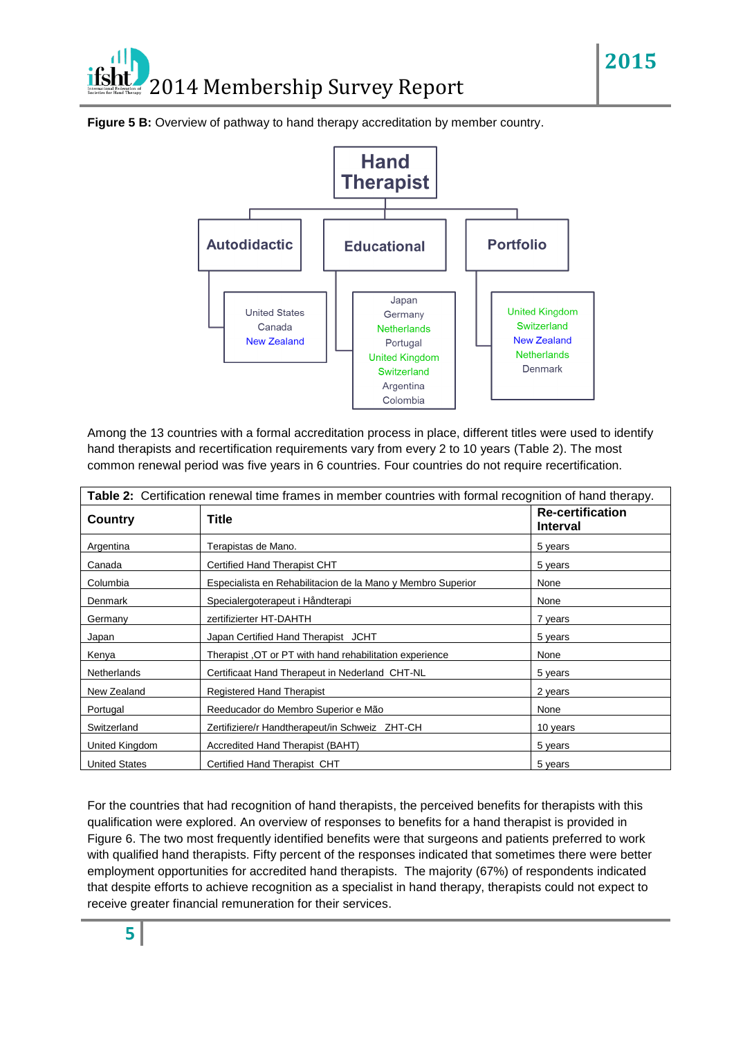**Figure 5 B:** Overview of pathway to hand therapy accreditation by member country.

**Hand Therapist**

- **Autodidactic**
  - United States
  - Canada
  - New Zealand
- **Educational**
  - Japan
  - Germany
  - Netherlands
  - Portugal
  - United Kingdom
  - Switzerland
  - Argentina
  - Colombia
- **Portfolio**
  - United Kingdom
  - Switzerland
  - New Zealand
  - Netherlands
  - Denmark

Among the 13 countries with a formal accreditation process in place, different titles were used to identify hand therapists and recertification requirements vary from every 2 to 10 years (Table 2). The most common renewal period was five years in 6 countries. Four countries do not require recertification.

**Table 2:** Certification renewal time frames in member countries with formal recognition of hand therapy.

| Country | Title | Re-certification Interval |
|---|---|---|
| Argentina | Terapistas de Mano. | 5 years |
| Canada | Certified Hand Therapist CHT | 5 years |
| Columbia | Especialista en Rehabilitacion de la Mano y Membro Superior | None |
| Denmark | Specialergoterapeut i Håndterapi | None |
| Germany | zertifizierter HT-DAHTH | 7 years |
| Japan | Japan Certified Hand Therapist JCHT | 5 years |
| Kenya | Therapist ,OT or PT with hand rehabilitation experience | None |
| Netherlands | Certificaat Hand Therapeut in Nederland CHT-NL | 5 years |
| New Zealand | Registered Hand Therapist | 2 years |
| Portugal | Reeducador do Membro Superior e Mão | None |
| Switzerland | Zertifiziere/r Handtherapeut/in Schweiz ZHT-CH | 10 years |
| United Kingdom | Accredited Hand Therapist (BAHT) | 5 years |
| United States | Certified Hand Therapist CHT | 5 years |

For the countries that had recognition of hand therapists, the perceived benefits for therapists with this qualification were explored. An overview of responses to benefits for a hand therapist is provided in Figure 6. The two most frequently identified benefits were that surgeons and patients preferred to work with qualified hand therapists. Fifty percent of the responses indicated that sometimes there were better employment opportunities for accredited hand therapists. The majority (67%) of respondents indicated that despite efforts to achieve recognition as a specialist in hand therapy, therapists could not expect to receive greater financial remuneration for their services.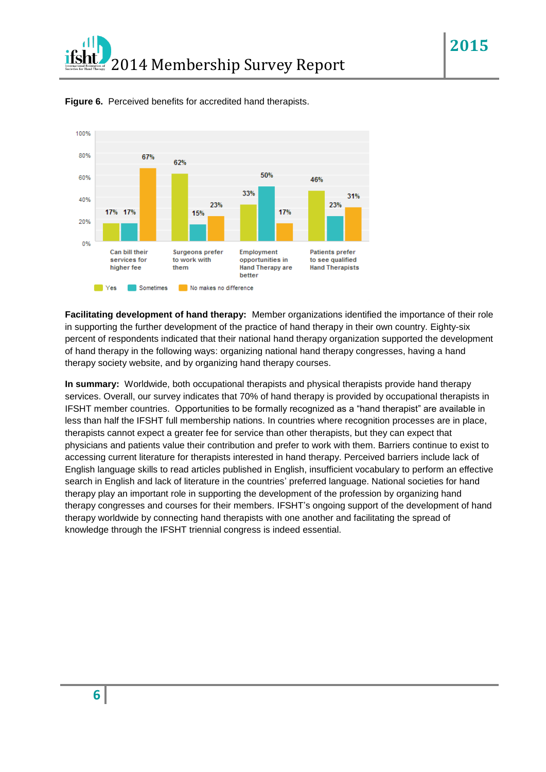**Figure 6.** Perceived benefits for accredited hand therapists.

| | Yes | Sometimes | No makes no difference |
|---|---|---|---|
| Can bill their services for higher fee | 17% | 17% | 67% |
| Surgeons prefer to work with them | 62% | 15% | 23% |
| Employment opportunities in Hand Therapy are better | 33% | 50% | 17% |
| Patients prefer to see qualified Hand Therapists | 46% | 23% | 31% |

**Facilitating development of hand therapy:** Member organizations identified the importance of their role in supporting the further development of the practice of hand therapy in their own country. Eighty-six percent of respondents indicated that their national hand therapy organization supported the development of hand therapy in the following ways: organizing national hand therapy congresses, having a hand therapy society website, and by organizing hand therapy courses.

**In summary:** Worldwide, both occupational therapists and physical therapists provide hand therapy services. Overall, our survey indicates that 70% of hand therapy is provided by occupational therapists in IFSHT member countries. Opportunities to be formally recognized as a "hand therapist" are available in less than half the IFSHT full membership nations. In countries where recognition processes are in place, therapists cannot expect a greater fee for service than other therapists, but they can expect that physicians and patients value their contribution and prefer to work with them. Barriers continue to exist to accessing current literature for therapists interested in hand therapy. Perceived barriers include lack of English language skills to read articles published in English, insufficient vocabulary to perform an effective search in English and lack of literature in the countries' preferred language. National societies for hand therapy play an important role in supporting the development of the profession by organizing hand therapy congresses and courses for their members. IFSHT's ongoing support of the development of hand therapy worldwide by connecting hand therapists with one another and facilitating the spread of knowledge through the IFSHT triennial congress is indeed essential.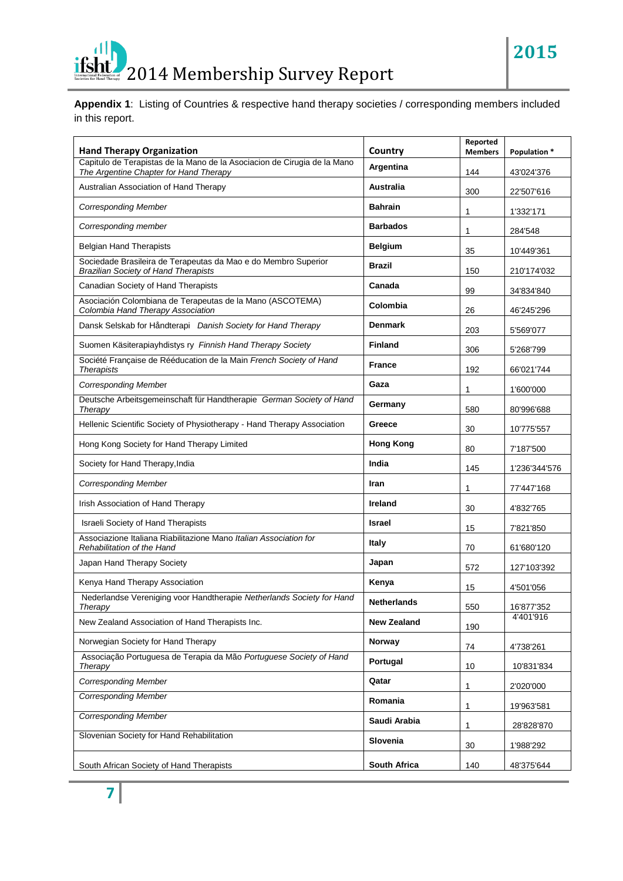**Appendix 1**: Listing of Countries & respective hand therapy societies / corresponding members included in this report.

| Hand Therapy Organization | Country | Reported Members | Population * |
|---|---|---|---|
| Capitulo de Terapistas de la Mano de la Asociacion de Cirugia de la Mano *The Argentine Chapter for Hand Therapy* | **Argentina** | 144 | 43'024'376 |
| Australian Association of Hand Therapy | **Australia** | 300 | 22'507'616 |
| *Corresponding Member* | **Bahrain** | 1 | 1'332'171 |
| *Corresponding member* | **Barbados** | 1 | 284'548 |
| Belgian Hand Therapists | **Belgium** | 35 | 10'449'361 |
| Sociedade Brasileira de Terapeutas da Mao e do Membro Superior *Brazilian Society of Hand Therapists* | **Brazil** | 150 | 210'174'032 |
| Canadian Society of Hand Therapists | **Canada** | 99 | 34'834'840 |
| Asociación Colombiana de Terapeutas de la Mano (ASCOTEMA) *Colombia Hand Therapy Association* | **Colombia** | 26 | 46'245'296 |
| Dansk Selskab for Håndterapi *Danish Society for Hand Therapy* | **Denmark** | 203 | 5'569'077 |
| Suomen Käsiterapiayhdistys ry *Finnish Hand Therapy Society* | **Finland** | 306 | 5'268'799 |
| Société Française de Rééducation de la Main *French Society of Hand Therapists* | **France** | 192 | 66'021'744 |
| *Corresponding Member* | **Gaza** | 1 | 1'600'000 |
| Deutsche Arbeitsgemeinschaft für Handtherapie *German Society of Hand Therapy* | **Germany** | 580 | 80'996'688 |
| Hellenic Scientific Society of Physiotherapy - Hand Therapy Association | **Greece** | 30 | 10'775'557 |
| Hong Kong Society for Hand Therapy Limited | **Hong Kong** | 80 | 7'187'500 |
| Society for Hand Therapy,India | **India** | 145 | 1'236'344'576 |
| *Corresponding Member* | **Iran** | 1 | 77'447'168 |
| Irish Association of Hand Therapy | **Ireland** | 30 | 4'832'765 |
| Israeli Society of Hand Therapists | **Israel** | 15 | 7'821'850 |
| Associazione Italiana Riabilitazione Mano *Italian Association for Rehabilitation of the Hand* | **Italy** | 70 | 61'680'120 |
| Japan Hand Therapy Society | **Japan** | 572 | 127'103'392 |
| Kenya Hand Therapy Association | **Kenya** | 15 | 4'501'056 |
| Nederlandse Vereniging voor Handtherapie *Netherlands Society for Hand Therapy* | **Netherlands** | 550 | 16'877'352 |
| New Zealand Association of Hand Therapists Inc. | **New Zealand** | 190 | 4'401'916 |
| Norwegian Society for Hand Therapy | **Norway** | 74 | 4'738'261 |
| Associação Portuguesa de Terapia da Mão *Portuguese Society of Hand Therapy* | **Portugal** | 10 | 10'831'834 |
| *Corresponding Member* | **Qatar** | 1 | 2'020'000 |
| *Corresponding Member* | **Romania** | 1 | 19'963'581 |
| *Corresponding Member* | **Saudi Arabia** | 1 | 28'828'870 |
| Slovenian Society for Hand Rehabilitation | **Slovenia** | 30 | 1'988'292 |
| South African Society of Hand Therapists | **South Africa** | 140 | 48'375'644 |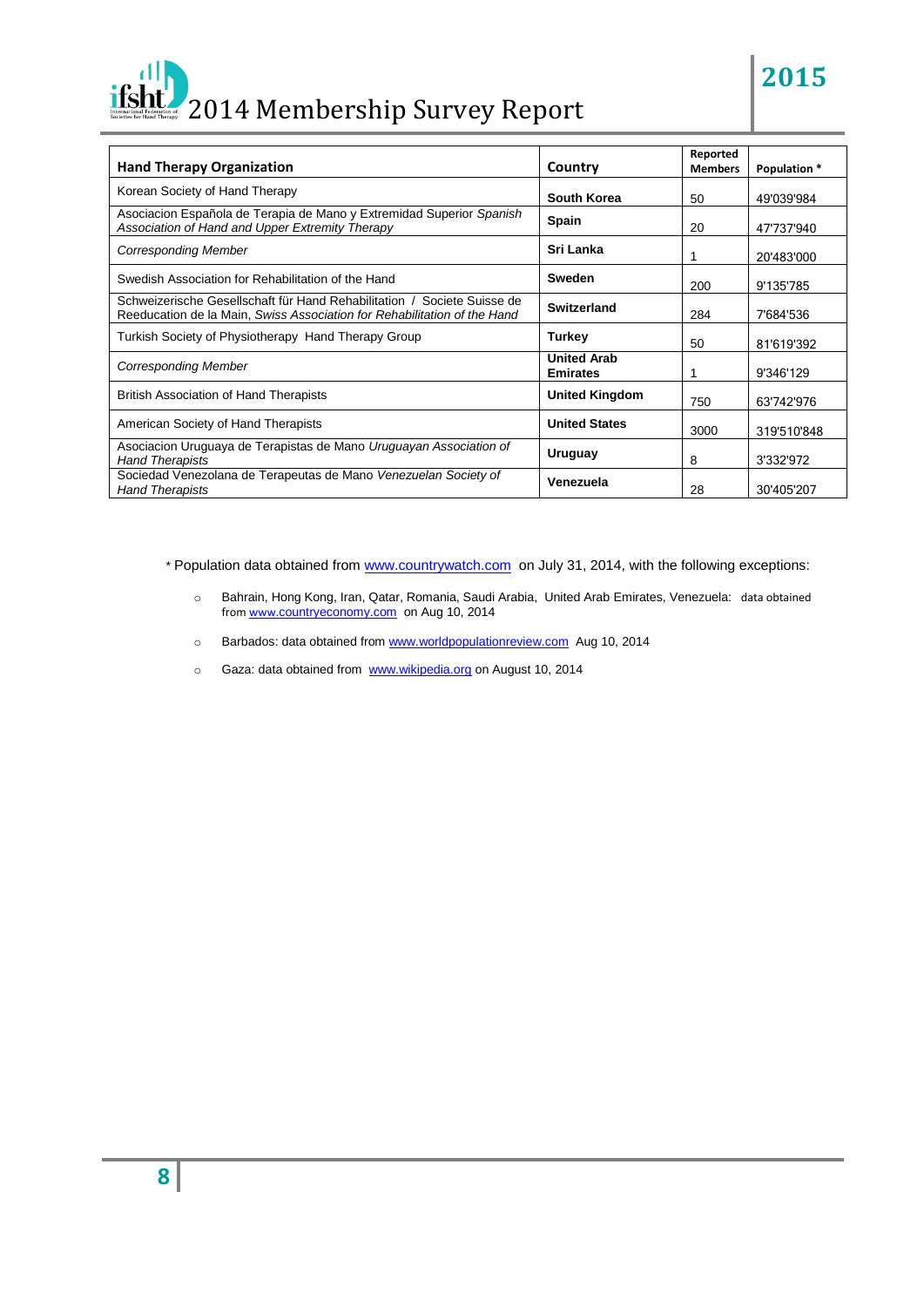| Hand Therapy Organization | Country | Reported Members | Population * |
|---|---|---|---|
| Korean Society of Hand Therapy | **South Korea** | 50 | 49'039'984 |
| Asociacion Española de Terapia de Mano y Extremidad Superior *Spanish Association of Hand and Upper Extremity Therapy* | **Spain** | 20 | 47'737'940 |
| *Corresponding Member* | **Sri Lanka** | 1 | 20'483'000 |
| Swedish Association for Rehabilitation of the Hand | **Sweden** | 200 | 9'135'785 |
| Schweizerische Gesellschaft für Hand Rehabilitation / Societe Suisse de Reeducation de la Main, *Swiss Association for Rehabilitation of the Hand* | **Switzerland** | 284 | 7'684'536 |
| Turkish Society of Physiotherapy Hand Therapy Group | **Turkey** | 50 | 81'619'392 |
| *Corresponding Member* | **United Arab Emirates** | 1 | 9'346'129 |
| British Association of Hand Therapists | **United Kingdom** | 750 | 63'742'976 |
| American Society of Hand Therapists | **United States** | 3000 | 319'510'848 |
| Asociacion Uruguaya de Terapistas de Mano *Uruguayan Association of Hand Therapists* | **Uruguay** | 8 | 3'332'972 |
| Sociedad Venezolana de Terapeutas de Mano *Venezuelan Society of Hand Therapists* | **Venezuela** | 28 | 30'405'207 |

* Population data obtained from www.countrywatch.com on July 31, 2014, with the following exceptions:

- Bahrain, Hong Kong, Iran, Qatar, Romania, Saudi Arabia, United Arab Emirates, Venezuela: data obtained from www.countryeconomy.com on Aug 10, 2014
- Barbados: data obtained from www.worldpopulationreview.com Aug 10, 2014
- Gaza: data obtained from www.wikipedia.org on August 10, 2014